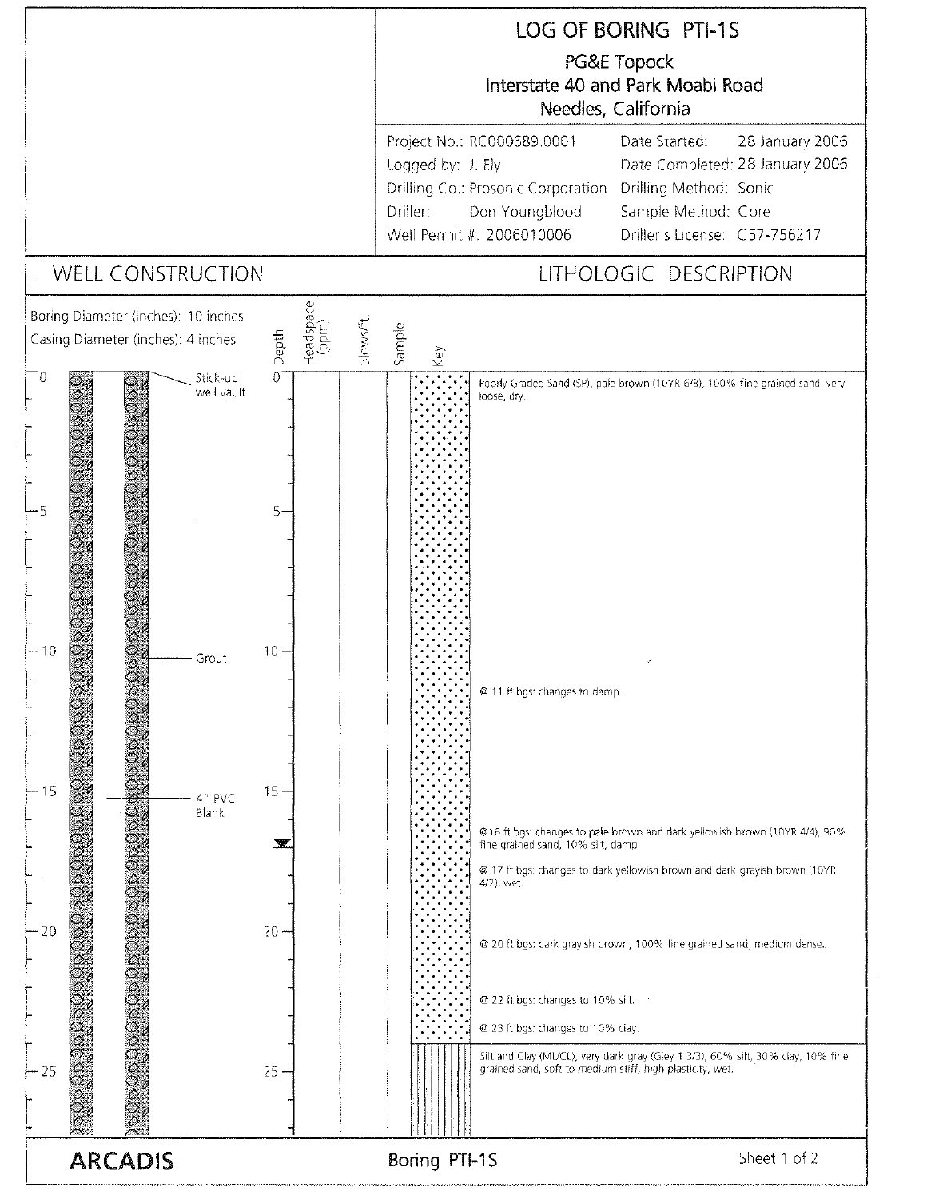# LOG OF BORING PTI-1S

PG&E Topock
Interstate 40 and Park Moabi Road
Needles, California

| | |
|---|---|
| Project No.: RC000689.0001 | Date Started: 28 January 2006 |
| Logged by: J. Ely | Date Completed: 28 January 2006 |
| Drilling Co.: Prosonic Corporation | Drilling Method: Sonic |
| Driller: Don Youngblood | Sample Method: Core |
| Well Permit #: 2006010006 | Driller's License: C57-756217 |

## WELL CONSTRUCTION

Boring Diameter (inches): 10 inches
Casing Diameter (inches): 4 inches

| Depth (ft) | Well Construction |
|---|---|
| 0 | Stick-up well vault |
| 10 | Grout |
| 15 | 4" PVC Blank |

## LITHOLOGIC DESCRIPTION

| Depth | Headspace (ppm) | Blows/ft | Sample | Key | Description |
|---|---|---|---|---|---|
| 0 | | | | SP | Poorly Graded Sand (SP), pale brown (10YR 6/3), 100% fine grained sand, very loose, dry. |
| 11 | | | | | @ 11 ft bgs: changes to damp. |
| 16 | | | | | @16 ft bgs: changes to pale brown and dark yellowish brown (10YR 4/4), 90% fine grained sand, 10% silt, damp. |
| 17 | | | | | @ 17 ft bgs: changes to dark yellowish brown and dark grayish brown (10YR 4/2), wet. |
| 20 | | | | | @ 20 ft bgs: dark grayish brown, 100% fine grained sand, medium dense. |
| 22 | | | | | @ 22 ft bgs: changes to 10% silt. |
| 23 | | | | | @ 23 ft bgs: changes to 10% clay. |
| 24 | | | | ML/CL | Silt and Clay (ML/CL), very dark gray (Gley 1 3/3), 60% silt, 30% clay, 10% fine grained sand, soft to medium stiff, high plasticity, wet. |

ARCADIS

Boring PTI-1S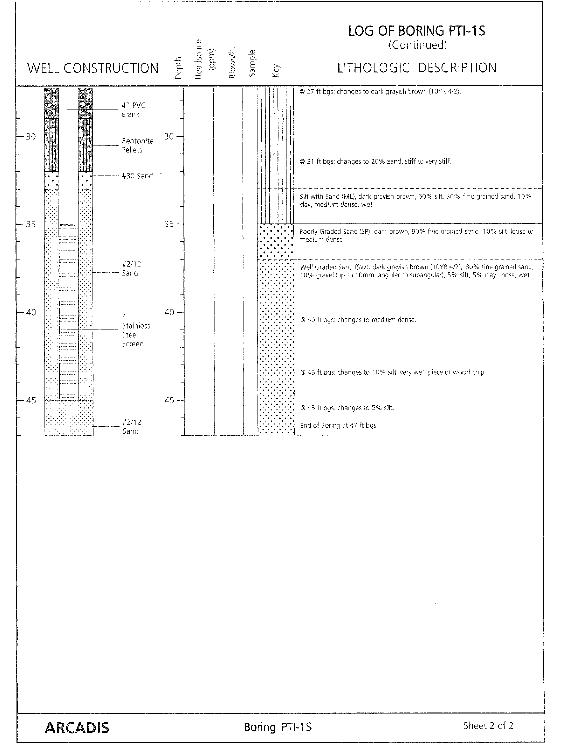# LOG OF BORING PTI-1S
(Continued)

| WELL CONSTRUCTION | Depth | Headspace (ppm) | Blows/ft. | Sample | Key | LITHOLOGIC DESCRIPTION |
|---|---|---|---|---|---|---|
| 4" PVC Blank | | | | | | @ 27 ft bgs: changes to dark grayish brown (10YR 4/2). |
| Bentonite Pellets | 30 | | | | | @ 31 ft bgs: changes to 20% sand, stiff to very stiff. |
| #30 Sand | | | | | | Silt with Sand (ML), dark grayish brown, 60% silt, 30% fine grained sand, 10% clay, medium dense, wet. |
| | 35 | | | | | Poorly Graded Sand (SP), dark brown, 90% fine grained sand, 10% silt, loose to medium dense. |
| #2/12 Sand | | | | | | Well Graded Sand (SW), dark grayish brown (10YR 4/2), 80% fine grained sand, 10% gravel (up to 10mm, angular to subangular), 5% silt, 5% clay, loose, wet. |
| 4" Stainless Steel Screen | 40 | | | | | @ 40 ft bgs: changes to medium dense. |
| | | | | | | @ 43 ft bgs: changes to 10% silt, very wet, piece of wood chip. |
| #2/12 Sand | 45 | | | | | @ 45 ft bgs: changes to 5% silt. |
| | | | | | | End of Boring at 47 ft bgs. |

ARCADIS

Boring PTI-1S